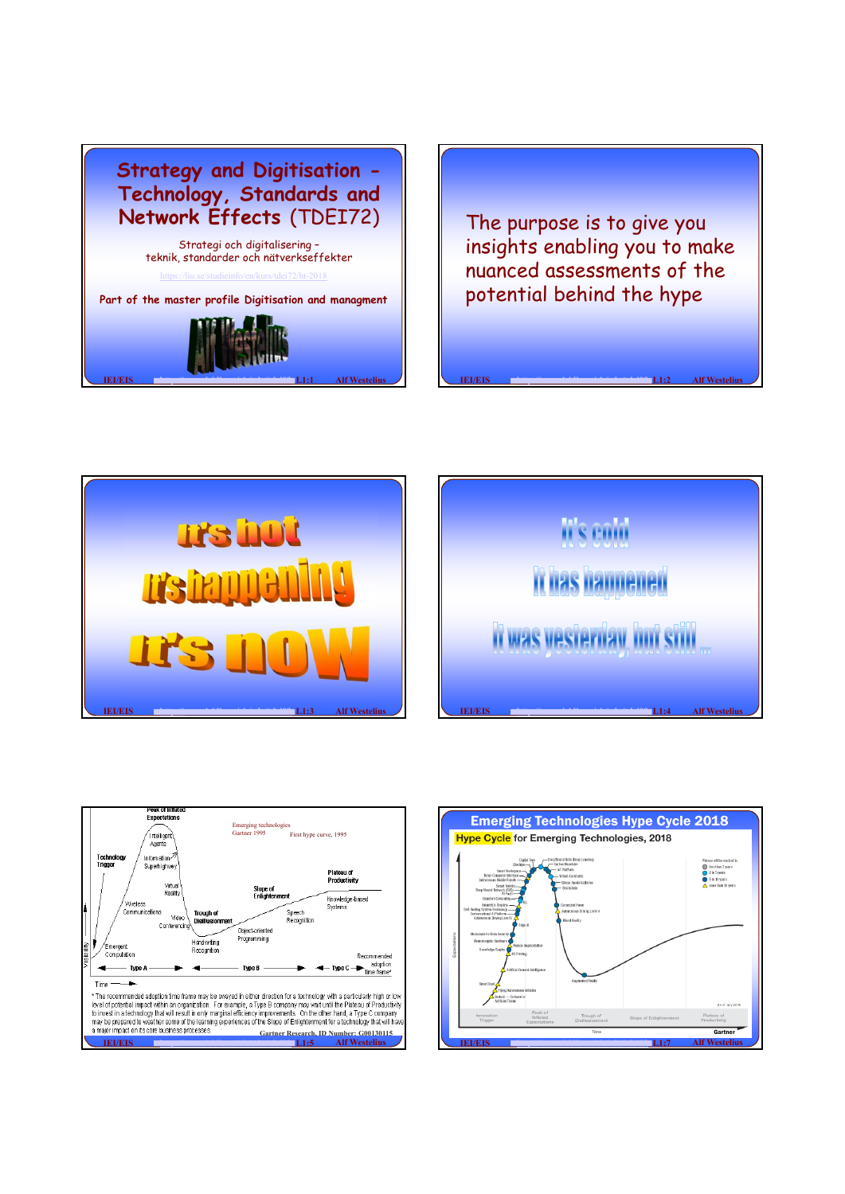# Strategy and Digitisation - Technology, Standards and Network Effects (TDEI72)

Strategi och digitalisering – teknik, standarder och nätverkseffekter

https://liu.se/studieinfo/en/kurs/tdei72/ht-2018

Part of the master profile Digitisation and managment

Alf Westelius

---

The purpose is to give you insights enabling you to make nuanced assessments of the potential behind the hype

---

It's hot

It's happening

It's now

---

It's cold

It has happened

It was yesterday, but still ...

---

Emerging technologies
Gartner 1995

First hype curve, 1995

Peak of Inflated Expectations

Technology Trigger

Intelligent Agents

Information Superhighway

Virtual Reality

Wireless Communications

Video Conferencing

Emergent Computation

Trough of Disillusionment

Handwriting Recognition

Object-oriented Programming

Speech Recognition

Slope of Enlightenment

Knowledge-based Systems

Plateau of Productivity

Visibility

Time

Type A — Type B — Type C — Recommended adoption time frame*

* The recommended adoption time frame may be skewed in either direction for a technology with a particularly high or low level of potential impact within an organization. For example, a Type B company may wait until the Plateau of Productivity to invest in a technology that will result in only marginal efficiency improvements. On the other hand, a Type C company may be prepared to weather some of the learning experiences of the Slope of Enlightenment for a technology that will have a major impact on its core business processes.

Gartner Research, ID Number: G00130115

---

## Emerging Technologies Hype Cycle 2018

**Hype Cycle** for Emerging Technologies, 2018

Expectations

Innovation Trigger — Peak of Inflated Expectations — Trough of Disillusionment — Slope of Enlightenment — Plateau of Productivity

Time

Gartner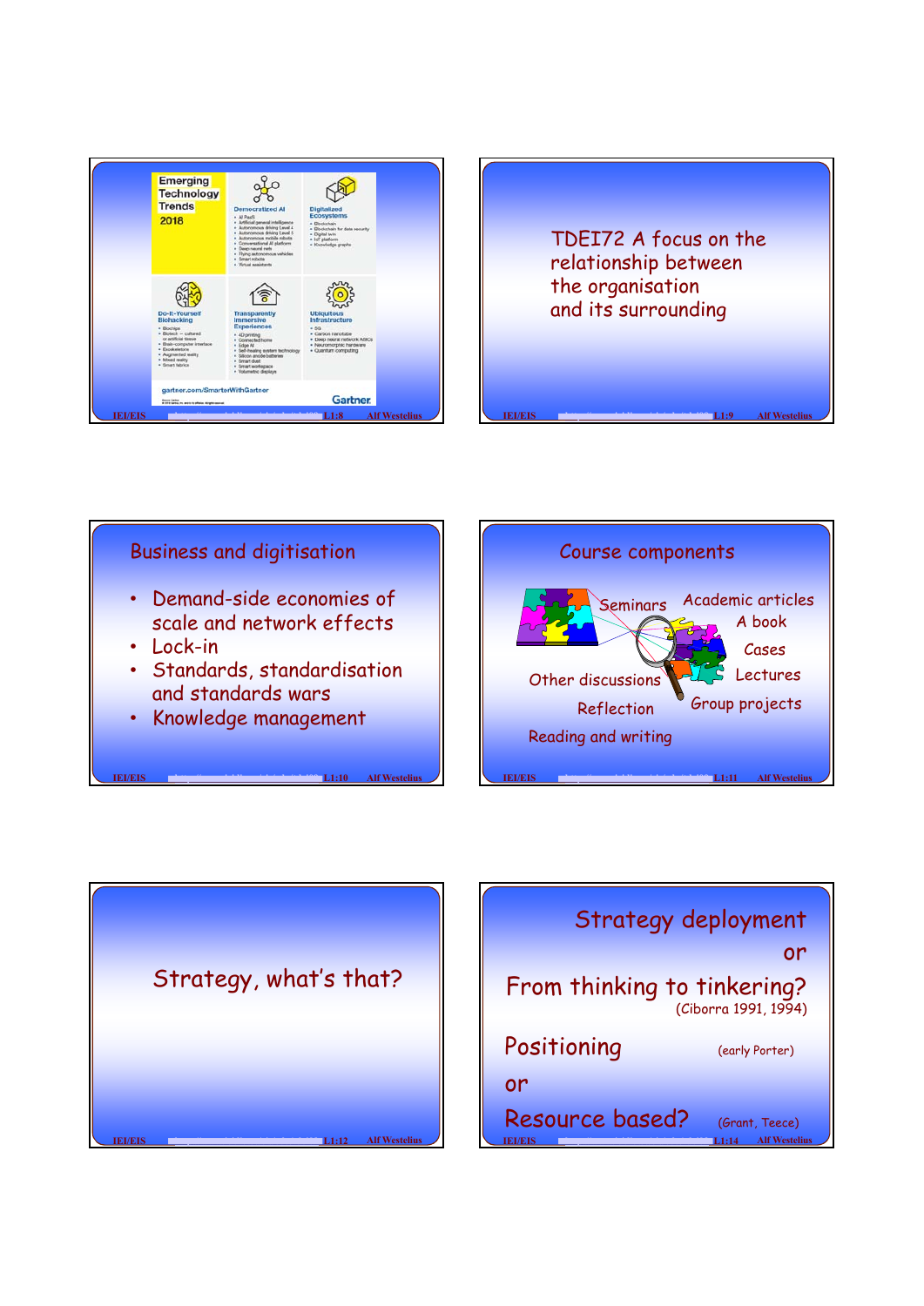Emerging Technology Trends 2018

Democratized AI
- AI PaaS
- Artificial general intelligence
- Autonomous driving Level 4
- Autonomous driving Level 5
- Autonomous mobile robots
- Conversational AI platform
- Deep neural nets
- Flying autonomous vehicles
- Smart robots
- Virtual assistants

Digitalized Ecosystems
- Blockchain
- Blockchain for data security
- Digital twin
- IoT platform
- Knowledge graphs

Do-It-Yourself Biohacking
- Biochips
- Biotech — cultured or artificial tissue
- Brain-computer interface
- Exoskeletons
- Augmented reality
- Mixed reality
- Smart fabrics

Transparently Immersive Experiences
- 4D printing
- Connected home
- Edge AI
- Self-healing system technology
- Silicon anode batteries
- Smart dust
- Smart workspace
- Volumetric displays

Ubiquitous Infrastructure
- 5G
- Carbon nanotube
- Deep neural network ASICs
- Neuromorphic hardware
- Quantum computing

gartner.com/SmarterWithGartner

Gartner

---

TDEI72 A focus on the relationship between the organisation and its surrounding

---

## Business and digitisation

- Demand-side economies of scale and network effects
- Lock-in
- Standards, standardisation and standards wars
- Knowledge management

---

## Course components

Seminars

Academic articles

A book

Cases

Lectures

Other discussions

Reflection

Group projects

Reading and writing

---

Strategy, what's that?

---

Strategy deployment or From thinking to tinkering? (Ciborra 1991, 1994)

Positioning (early Porter)

or

Resource based? (Grant, Teece)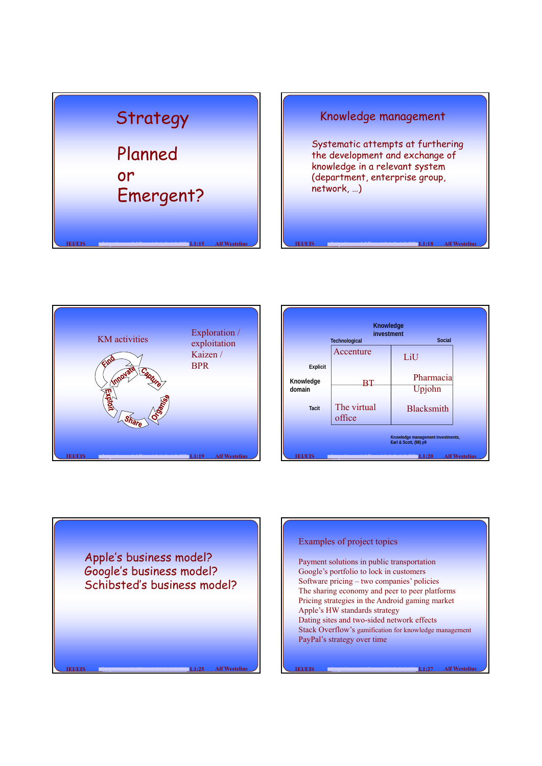# Strategy

## Planned
## or
## Emergent?

---

## Knowledge management

Systematic attempts at furthering the development and exchange of knowledge in a relevant system (department, enterprise group, network, …)

---

KM activities

Find
Innovate
Capture
Organise
Share
Exploit

Exploration / exploitation
Kaizen /
BPR

---

Knowledge investment

| | | Technological | Social |
|---|---|---|---|
| Knowledge domain | Explicit | Accenture | LiU |
| | | BT | Pharmacia Upjohn |
| | Tacit | The virtual office | Blacksmith |

Knowledge management investments, Earl & Scott, (98) p9

---

Apple's business model?
Google's business model?
Schibsted's business model?

---

Examples of project topics

Payment solutions in public transportation
Google's portfolio to lock in customers
Software pricing – two companies' policies
The sharing economy and peer to peer platforms
Pricing strategies in the Android gaming market
Apple's HW standards strategy
Dating sites and two-sided network effects
Stack Overflow's gamification for knowledge management
PayPal's strategy over time